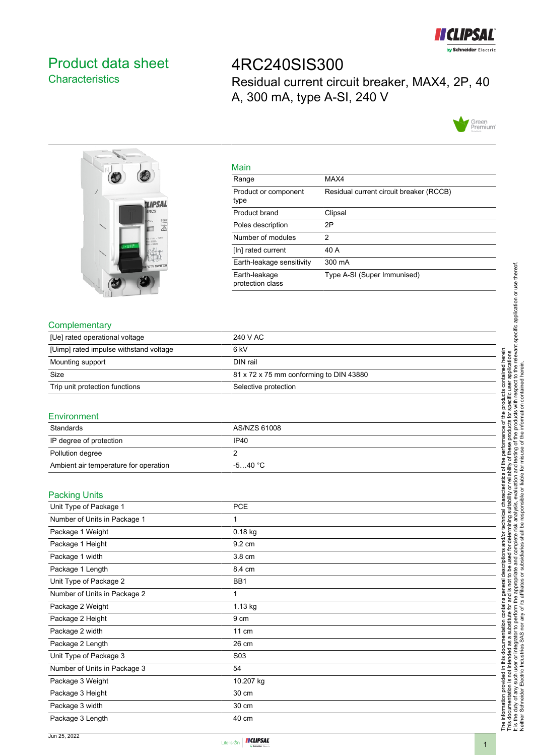# Product data sheet
## Characteristics

# 4RC240SIS300
Residual current circuit breaker, MAX4, 2P, 40 A, 300 mA, type A-SI, 240 V

### Main

| | |
|---|---|
| Range | MAX4 |
| Product or component type | Residual current circuit breaker (RCCB) |
| Product brand | Clipsal |
| Poles description | 2P |
| Number of modules | 2 |
| [In] rated current | 40 A |
| Earth-leakage sensitivity | 300 mA |
| Earth-leakage protection class | Type A-SI (Super Immunised) |

### Complementary

| | |
|---|---|
| [Ue] rated operational voltage | 240 V AC |
| [Uimp] rated impulse withstand voltage | 6 kV |
| Mounting support | DIN rail |
| Size | 81 x 72 x 75 mm conforming to DIN 43880 |
| Trip unit protection functions | Selective protection |

### Environment

| | |
|---|---|
| Standards | AS/NZS 61008 |
| IP degree of protection | IP40 |
| Pollution degree | 2 |
| Ambient air temperature for operation | -5…40 °C |

### Packing Units

| | |
|---|---|
| Unit Type of Package 1 | PCE |
| Number of Units in Package 1 | 1 |
| Package 1 Weight | 0.18 kg |
| Package 1 Height | 9.2 cm |
| Package 1 width | 3.8 cm |
| Package 1 Length | 8.4 cm |
| Unit Type of Package 2 | BB1 |
| Number of Units in Package 2 | 1 |
| Package 2 Weight | 1.13 kg |
| Package 2 Height | 9 cm |
| Package 2 width | 11 cm |
| Package 2 Length | 26 cm |
| Unit Type of Package 3 | S03 |
| Number of Units in Package 3 | 54 |
| Package 3 Weight | 10.207 kg |
| Package 3 Height | 30 cm |
| Package 3 width | 30 cm |
| Package 3 Length | 40 cm |

The information provided in this documentation contains general descriptions and/or technical characteristics of the performance of the products contained herein. This documentation is not intended as a substitute for and is not to be used for determining suitability or reliability of these products for specific user applications. It is the duty of any such user or integrator to perform the appropriate and complete risk analysis, evaluation and testing of the products with respect to the relevant specific application or use thereof. Neither Schneider Electric Industries SAS nor any of its affiliates or subsidiaries shall be responsible or liable for misuse of the information contained herein.

Jun 25, 2022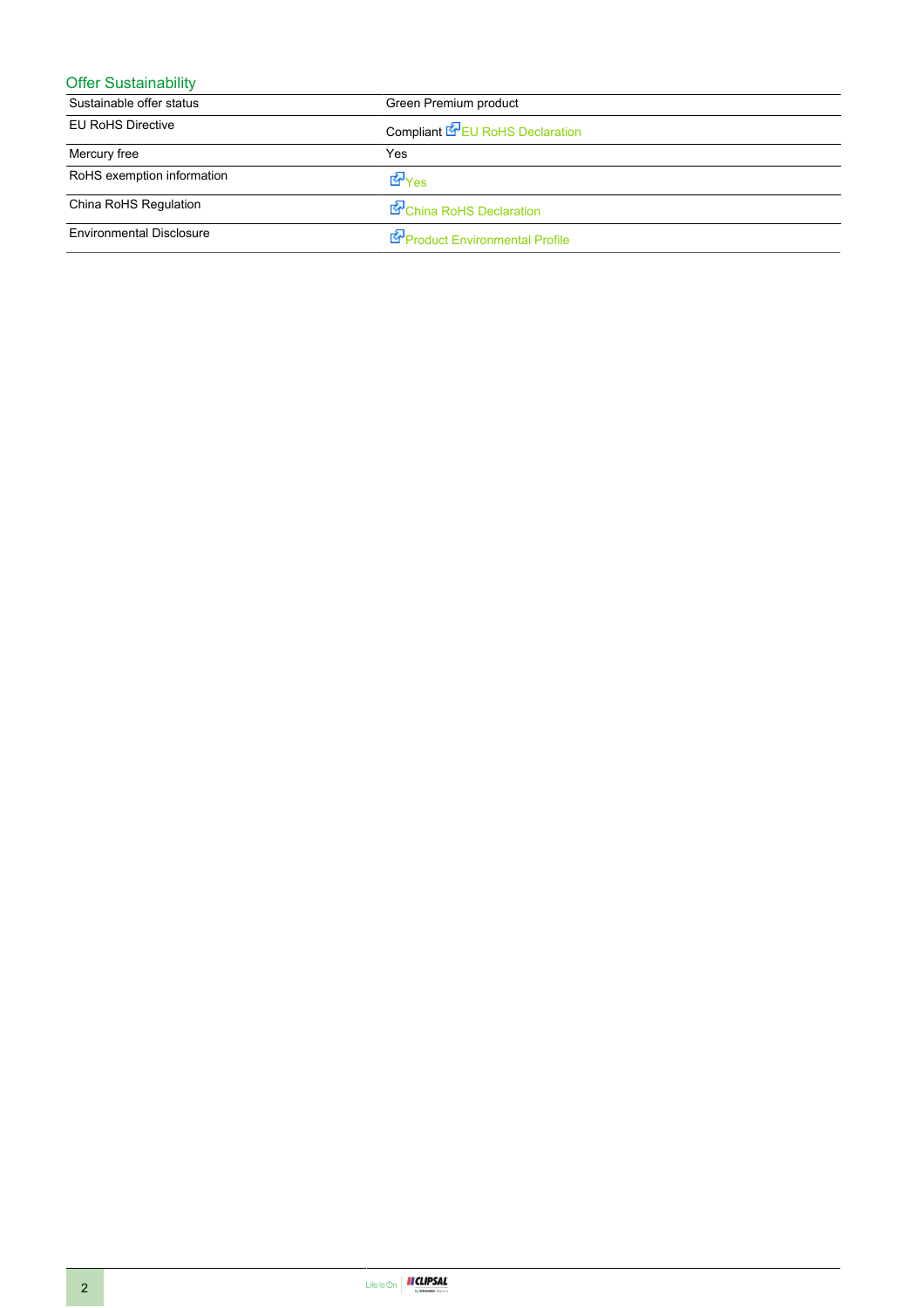## Offer Sustainability

| | |
|---|---|
| Sustainable offer status | Green Premium product |
| EU RoHS Directive | Compliant EU RoHS Declaration |
| Mercury free | Yes |
| RoHS exemption information | Yes |
| China RoHS Regulation | China RoHS Declaration |
| Environmental Disclosure | Product Environmental Profile |